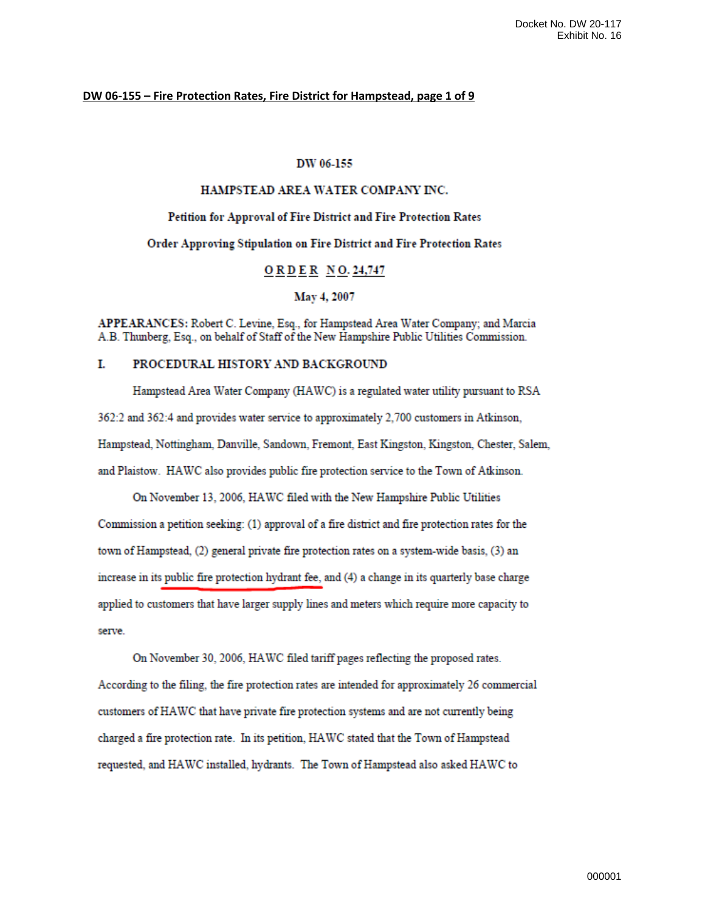**DW 06-155 – Fire Protection Rates, Fire District for Hampstead, page 1 of 9**

DW 06-155

HAMPSTEAD AREA WATER COMPANY INC.

Petition for Approval of Fire District and Fire Protection Rates

Order Approving Stipulation on Fire District and Fire Protection Rates

**O R D E R  N O. 24,747**

May 4, 2007

APPEARANCES: Robert C. Levine, Esq., for Hampstead Area Water Company; and Marcia A.B. Thunberg, Esq., on behalf of Staff of the New Hampshire Public Utilities Commission.

## I. PROCEDURAL HISTORY AND BACKGROUND

Hampstead Area Water Company (HAWC) is a regulated water utility pursuant to RSA 362:2 and 362:4 and provides water service to approximately 2,700 customers in Atkinson, Hampstead, Nottingham, Danville, Sandown, Fremont, East Kingston, Kingston, Chester, Salem, and Plaistow. HAWC also provides public fire protection service to the Town of Atkinson.

On November 13, 2006, HAWC filed with the New Hampshire Public Utilities Commission a petition seeking: (1) approval of a fire district and fire protection rates for the town of Hampstead, (2) general private fire protection rates on a system-wide basis, (3) an increase in its public fire protection hydrant fee, and (4) a change in its quarterly base charge applied to customers that have larger supply lines and meters which require more capacity to serve.

On November 30, 2006, HAWC filed tariff pages reflecting the proposed rates. According to the filing, the fire protection rates are intended for approximately 26 commercial customers of HAWC that have private fire protection systems and are not currently being charged a fire protection rate. In its petition, HAWC stated that the Town of Hampstead requested, and HAWC installed, hydrants. The Town of Hampstead also asked HAWC to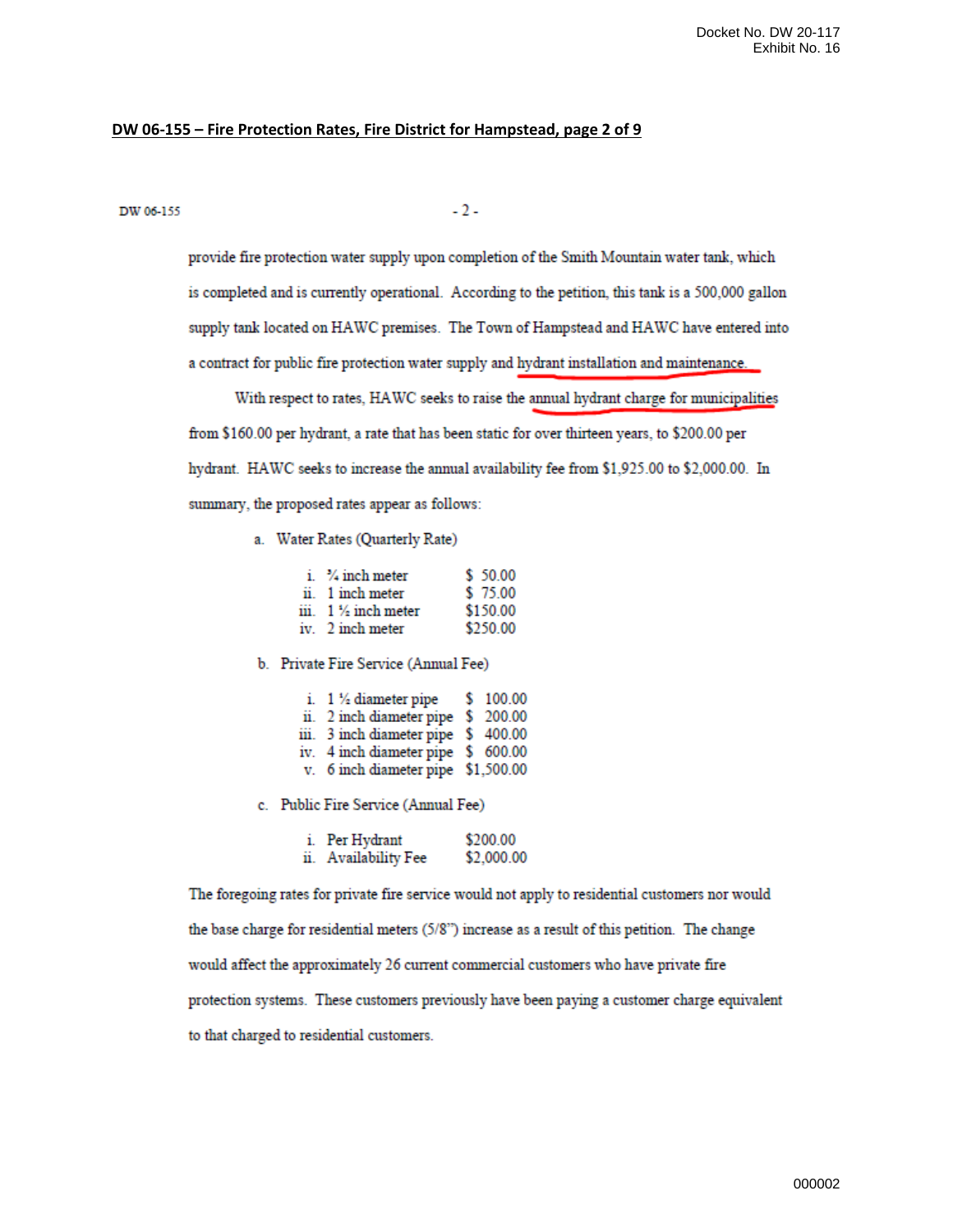**DW 06-155 – Fire Protection Rates, Fire District for Hampstead, page 2 of 9**

provide fire protection water supply upon completion of the Smith Mountain water tank, which is completed and is currently operational. According to the petition, this tank is a 500,000 gallon supply tank located on HAWC premises. The Town of Hampstead and HAWC have entered into a contract for public fire protection water supply and hydrant installation and maintenance.

With respect to rates, HAWC seeks to raise the annual hydrant charge for municipalities from $160.00 per hydrant, a rate that has been static for over thirteen years, to $200.00 per hydrant. HAWC seeks to increase the annual availability fee from $1,925.00 to $2,000.00. In summary, the proposed rates appear as follows:

a. Water Rates (Quarterly Rate)

| | | |
|---|---|---|
| i. | ¾ inch meter | $ 50.00 |
| ii. | 1 inch meter | $ 75.00 |
| iii. | 1 ½ inch meter | $150.00 |
| iv. | 2 inch meter | $250.00 |

b. Private Fire Service (Annual Fee)

| | | |
|---|---|---|
| i. | 1 ½ diameter pipe | $ 100.00 |
| ii. | 2 inch diameter pipe | $ 200.00 |
| iii. | 3 inch diameter pipe | $ 400.00 |
| iv. | 4 inch diameter pipe | $ 600.00 |
| v. | 6 inch diameter pipe | $1,500.00 |

c. Public Fire Service (Annual Fee)

| | | |
|---|---|---|
| i. | Per Hydrant | $200.00 |
| ii. | Availability Fee | $2,000.00 |

The foregoing rates for private fire service would not apply to residential customers nor would the base charge for residential meters (5/8") increase as a result of this petition. The change would affect the approximately 26 current commercial customers who have private fire protection systems. These customers previously have been paying a customer charge equivalent to that charged to residential customers.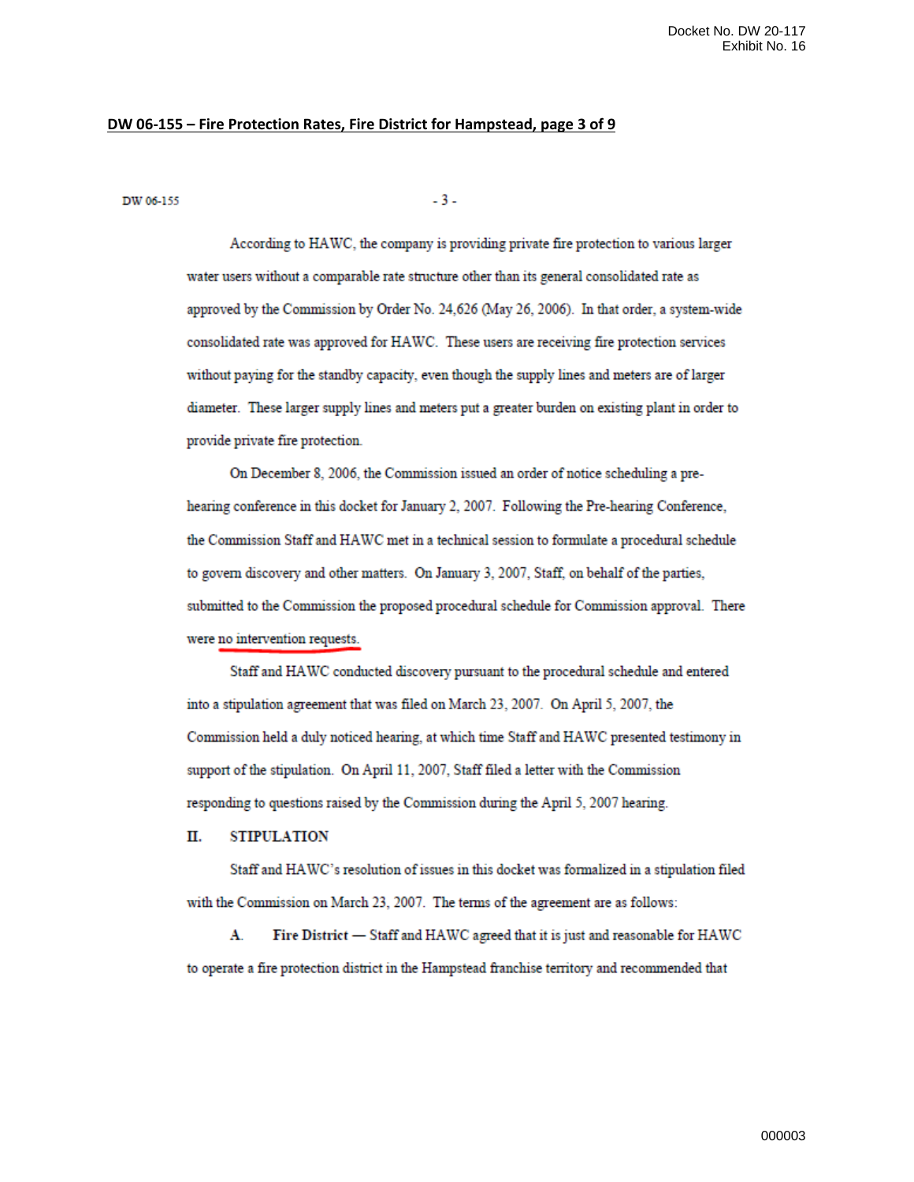**DW 06-155 – Fire Protection Rates, Fire District for Hampstead, page 3 of 9**

According to HAWC, the company is providing private fire protection to various larger water users without a comparable rate structure other than its general consolidated rate as approved by the Commission by Order No. 24,626 (May 26, 2006). In that order, a system-wide consolidated rate was approved for HAWC. These users are receiving fire protection services without paying for the standby capacity, even though the supply lines and meters are of larger diameter. These larger supply lines and meters put a greater burden on existing plant in order to provide private fire protection.

On December 8, 2006, the Commission issued an order of notice scheduling a pre-hearing conference in this docket for January 2, 2007. Following the Pre-hearing Conference, the Commission Staff and HAWC met in a technical session to formulate a procedural schedule to govern discovery and other matters. On January 3, 2007, Staff, on behalf of the parties, submitted to the Commission the proposed procedural schedule for Commission approval. There were no intervention requests.

Staff and HAWC conducted discovery pursuant to the procedural schedule and entered into a stipulation agreement that was filed on March 23, 2007. On April 5, 2007, the Commission held a duly noticed hearing, at which time Staff and HAWC presented testimony in support of the stipulation. On April 11, 2007, Staff filed a letter with the Commission responding to questions raised by the Commission during the April 5, 2007 hearing.

## II. STIPULATION

Staff and HAWC's resolution of issues in this docket was formalized in a stipulation filed with the Commission on March 23, 2007. The terms of the agreement are as follows:

A. **Fire District** — Staff and HAWC agreed that it is just and reasonable for HAWC to operate a fire protection district in the Hampstead franchise territory and recommended that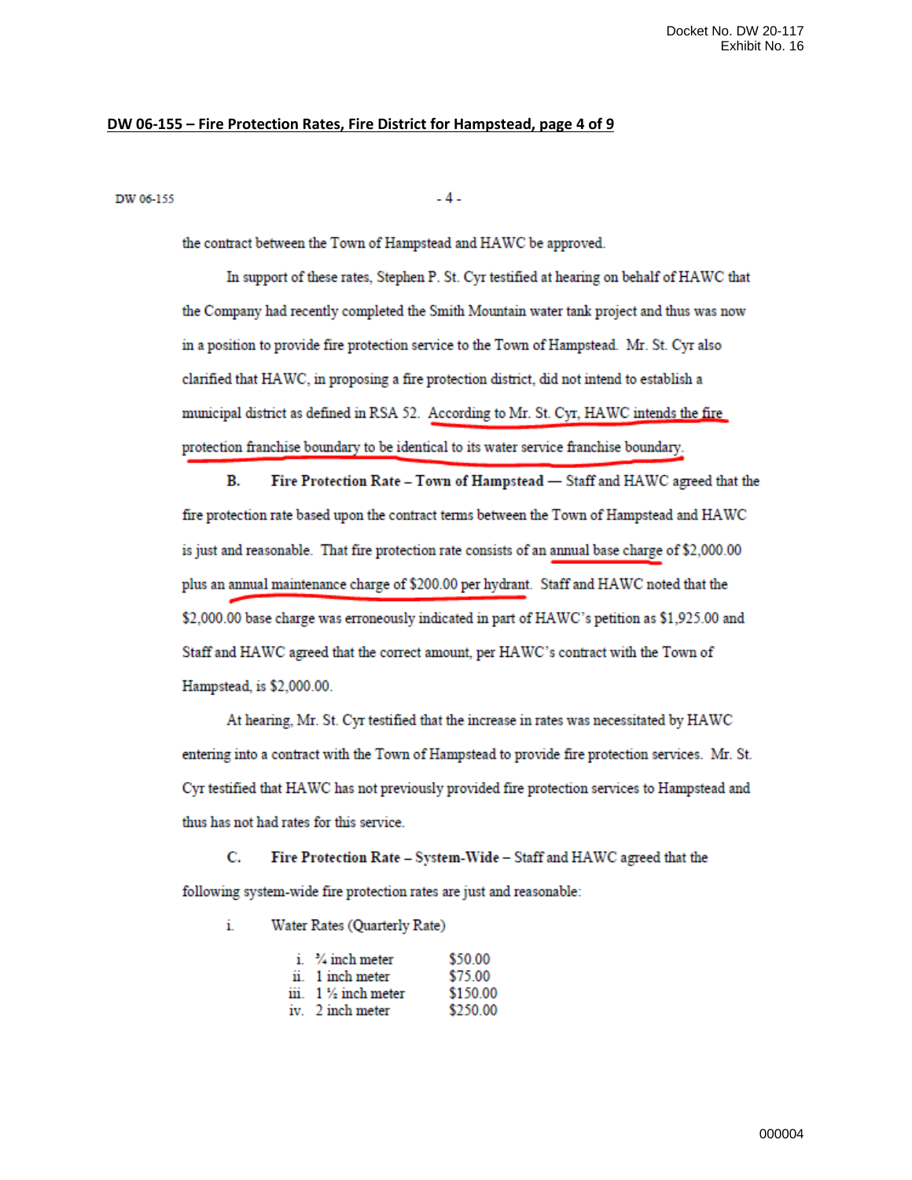**DW 06-155 – Fire Protection Rates, Fire District for Hampstead, page 4 of 9**

the contract between the Town of Hampstead and HAWC be approved.

In support of these rates, Stephen P. St. Cyr testified at hearing on behalf of HAWC that the Company had recently completed the Smith Mountain water tank project and thus was now in a position to provide fire protection service to the Town of Hampstead. Mr. St. Cyr also clarified that HAWC, in proposing a fire protection district, did not intend to establish a municipal district as defined in RSA 52. According to Mr. St. Cyr, HAWC intends the fire protection franchise boundary to be identical to its water service franchise boundary.

**B. Fire Protection Rate – Town of Hampstead** — Staff and HAWC agreed that the fire protection rate based upon the contract terms between the Town of Hampstead and HAWC is just and reasonable. That fire protection rate consists of an annual base charge of $2,000.00 plus an annual maintenance charge of $200.00 per hydrant. Staff and HAWC noted that the $2,000.00 base charge was erroneously indicated in part of HAWC's petition as $1,925.00 and Staff and HAWC agreed that the correct amount, per HAWC's contract with the Town of Hampstead, is $2,000.00.

At hearing, Mr. St. Cyr testified that the increase in rates was necessitated by HAWC entering into a contract with the Town of Hampstead to provide fire protection services. Mr. St. Cyr testified that HAWC has not previously provided fire protection services to Hampstead and thus has not had rates for this service.

**C. Fire Protection Rate – System-Wide** – Staff and HAWC agreed that the following system-wide fire protection rates are just and reasonable:

i. Water Rates (Quarterly Rate)

| | |
|---|---|
| i. ¾ inch meter | $50.00 |
| ii. 1 inch meter | $75.00 |
| iii. 1 ½ inch meter | $150.00 |
| iv. 2 inch meter | $250.00 |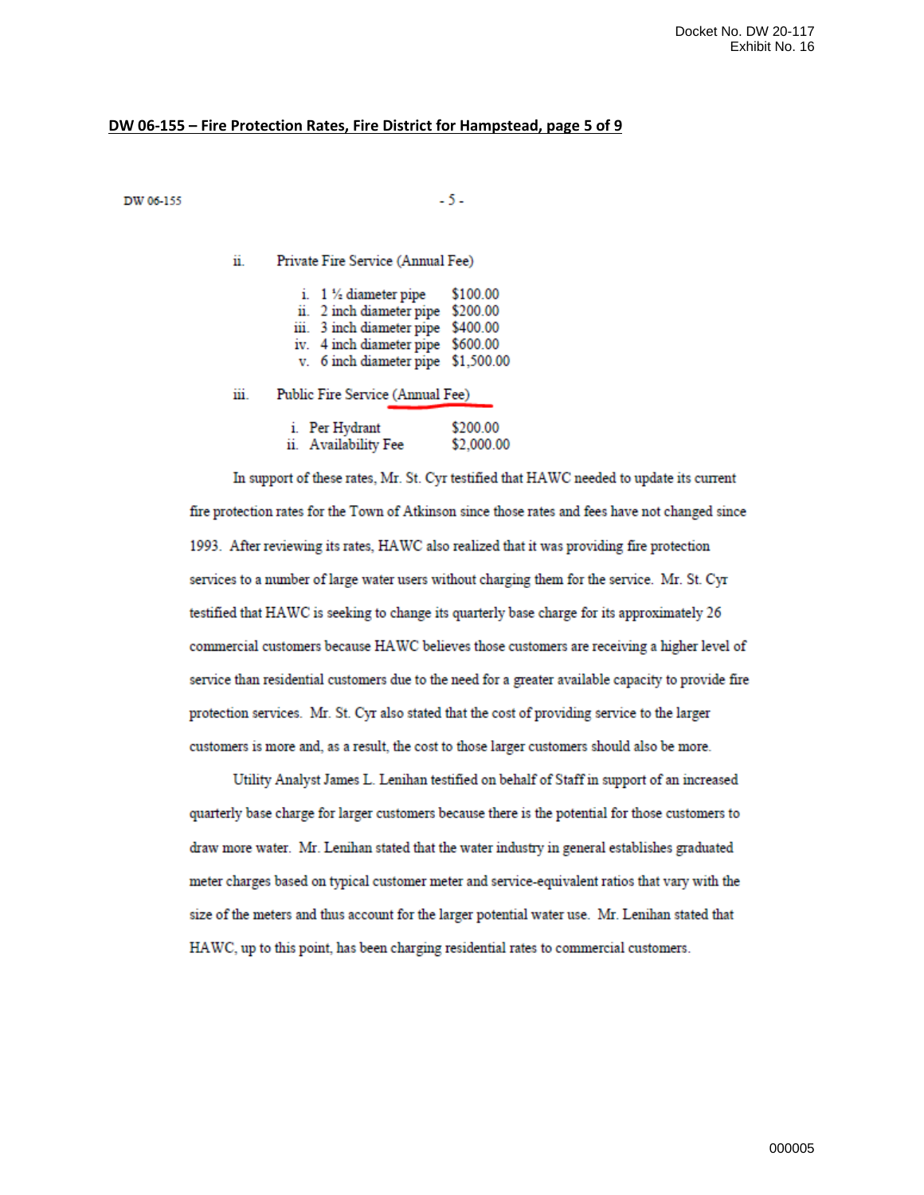**DW 06-155 – Fire Protection Rates, Fire District for Hampstead, page 5 of 9**

DW 06-155

ii. Private Fire Service (Annual Fee)

| | | |
|---|---|---|
| i. | 1 ½ diameter pipe | $100.00 |
| ii. | 2 inch diameter pipe | $200.00 |
| iii. | 3 inch diameter pipe | $400.00 |
| iv. | 4 inch diameter pipe | $600.00 |
| v. | 6 inch diameter pipe | $1,500.00 |

iii. Public Fire Service (Annual Fee)

| | | |
|---|---|---|
| i. | Per Hydrant | $200.00 |
| ii. | Availability Fee | $2,000.00 |

In support of these rates, Mr. St. Cyr testified that HAWC needed to update its current fire protection rates for the Town of Atkinson since those rates and fees have not changed since 1993. After reviewing its rates, HAWC also realized that it was providing fire protection services to a number of large water users without charging them for the service. Mr. St. Cyr testified that HAWC is seeking to change its quarterly base charge for its approximately 26 commercial customers because HAWC believes those customers are receiving a higher level of service than residential customers due to the need for a greater available capacity to provide fire protection services. Mr. St. Cyr also stated that the cost of providing service to the larger customers is more and, as a result, the cost to those larger customers should also be more.

Utility Analyst James L. Lenihan testified on behalf of Staff in support of an increased quarterly base charge for larger customers because there is the potential for those customers to draw more water. Mr. Lenihan stated that the water industry in general establishes graduated meter charges based on typical customer meter and service-equivalent ratios that vary with the size of the meters and thus account for the larger potential water use. Mr. Lenihan stated that HAWC, up to this point, has been charging residential rates to commercial customers.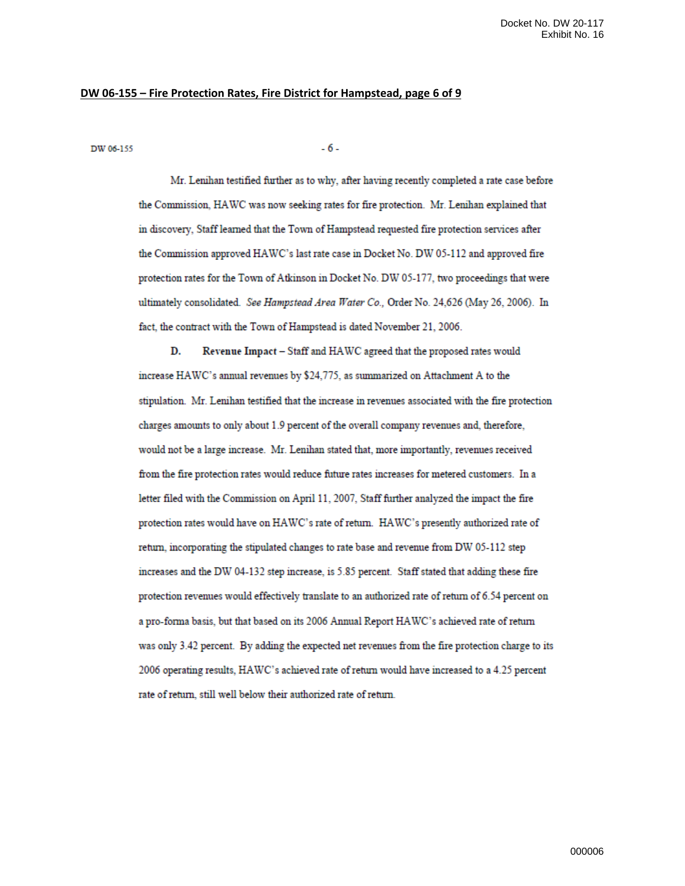**DW 06-155 – Fire Protection Rates, Fire District for Hampstead, page 6 of 9**

Mr. Lenihan testified further as to why, after having recently completed a rate case before the Commission, HAWC was now seeking rates for fire protection. Mr. Lenihan explained that in discovery, Staff learned that the Town of Hampstead requested fire protection services after the Commission approved HAWC's last rate case in Docket No. DW 05-112 and approved fire protection rates for the Town of Atkinson in Docket No. DW 05-177, two proceedings that were ultimately consolidated. *See Hampstead Area Water Co.,* Order No. 24,626 (May 26, 2006). In fact, the contract with the Town of Hampstead is dated November 21, 2006.

**D. Revenue Impact** – Staff and HAWC agreed that the proposed rates would increase HAWC's annual revenues by $24,775, as summarized on Attachment A to the stipulation. Mr. Lenihan testified that the increase in revenues associated with the fire protection charges amounts to only about 1.9 percent of the overall company revenues and, therefore, would not be a large increase. Mr. Lenihan stated that, more importantly, revenues received from the fire protection rates would reduce future rates increases for metered customers. In a letter filed with the Commission on April 11, 2007, Staff further analyzed the impact the fire protection rates would have on HAWC's rate of return. HAWC's presently authorized rate of return, incorporating the stipulated changes to rate base and revenue from DW 05-112 step increases and the DW 04-132 step increase, is 5.85 percent. Staff stated that adding these fire protection revenues would effectively translate to an authorized rate of return of 6.54 percent on a pro-forma basis, but that based on its 2006 Annual Report HAWC's achieved rate of return was only 3.42 percent. By adding the expected net revenues from the fire protection charge to its 2006 operating results, HAWC's achieved rate of return would have increased to a 4.25 percent rate of return, still well below their authorized rate of return.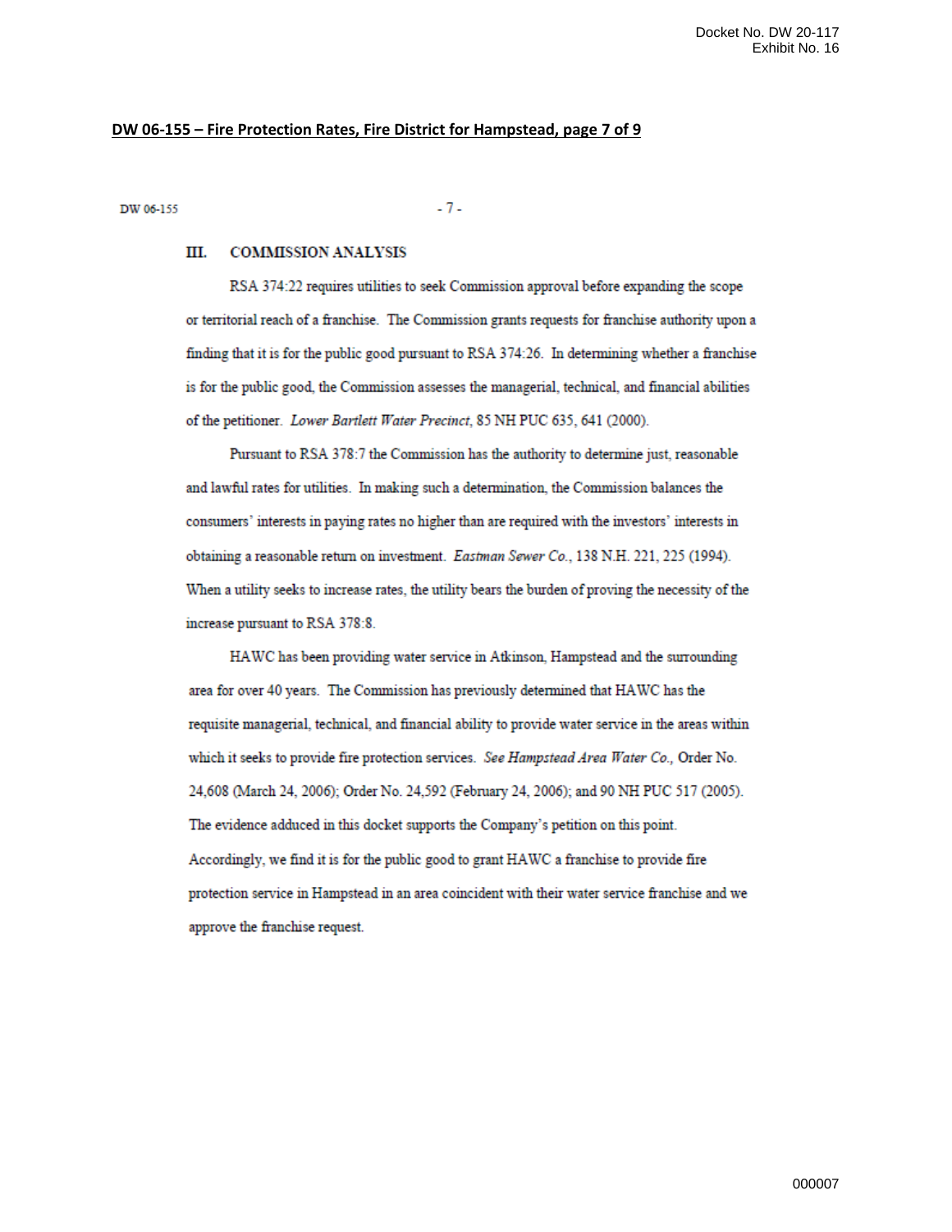**DW 06-155 – Fire Protection Rates, Fire District for Hampstead, page 7 of 9**

## III. COMMISSION ANALYSIS

RSA 374:22 requires utilities to seek Commission approval before expanding the scope or territorial reach of a franchise. The Commission grants requests for franchise authority upon a finding that it is for the public good pursuant to RSA 374:26. In determining whether a franchise is for the public good, the Commission assesses the managerial, technical, and financial abilities of the petitioner. *Lower Bartlett Water Precinct*, 85 NH PUC 635, 641 (2000).

Pursuant to RSA 378:7 the Commission has the authority to determine just, reasonable and lawful rates for utilities. In making such a determination, the Commission balances the consumers' interests in paying rates no higher than are required with the investors' interests in obtaining a reasonable return on investment. *Eastman Sewer Co.*, 138 N.H. 221, 225 (1994). When a utility seeks to increase rates, the utility bears the burden of proving the necessity of the increase pursuant to RSA 378:8.

HAWC has been providing water service in Atkinson, Hampstead and the surrounding area for over 40 years. The Commission has previously determined that HAWC has the requisite managerial, technical, and financial ability to provide water service in the areas within which it seeks to provide fire protection services. *See Hampstead Area Water Co.,* Order No. 24,608 (March 24, 2006); Order No. 24,592 (February 24, 2006); and 90 NH PUC 517 (2005). The evidence adduced in this docket supports the Company's petition on this point. Accordingly, we find it is for the public good to grant HAWC a franchise to provide fire protection service in Hampstead in an area coincident with their water service franchise and we approve the franchise request.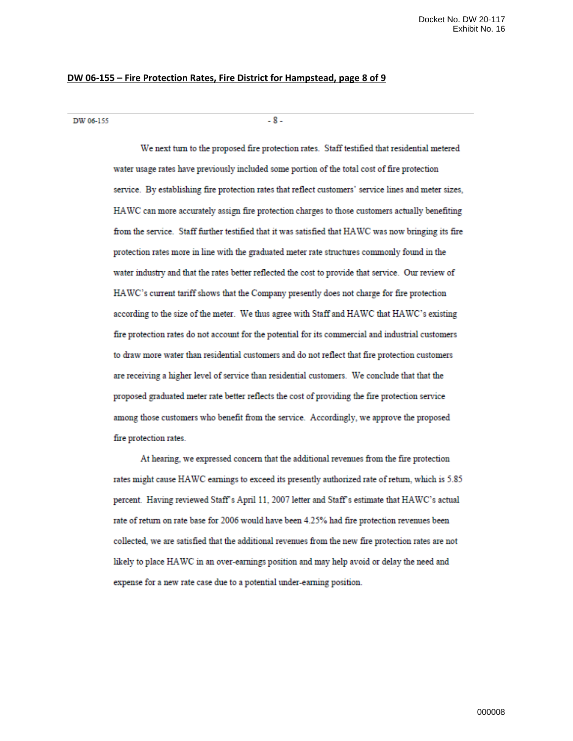**DW 06-155 – Fire Protection Rates, Fire District for Hampstead, page 8 of 9**

We next turn to the proposed fire protection rates. Staff testified that residential metered water usage rates have previously included some portion of the total cost of fire protection service. By establishing fire protection rates that reflect customers' service lines and meter sizes, HAWC can more accurately assign fire protection charges to those customers actually benefiting from the service. Staff further testified that it was satisfied that HAWC was now bringing its fire protection rates more in line with the graduated meter rate structures commonly found in the water industry and that the rates better reflected the cost to provide that service. Our review of HAWC's current tariff shows that the Company presently does not charge for fire protection according to the size of the meter. We thus agree with Staff and HAWC that HAWC's existing fire protection rates do not account for the potential for its commercial and industrial customers to draw more water than residential customers and do not reflect that fire protection customers are receiving a higher level of service than residential customers. We conclude that that the proposed graduated meter rate better reflects the cost of providing the fire protection service among those customers who benefit from the service. Accordingly, we approve the proposed fire protection rates.

At hearing, we expressed concern that the additional revenues from the fire protection rates might cause HAWC earnings to exceed its presently authorized rate of return, which is 5.85 percent. Having reviewed Staff's April 11, 2007 letter and Staff's estimate that HAWC's actual rate of return on rate base for 2006 would have been 4.25% had fire protection revenues been collected, we are satisfied that the additional revenues from the new fire protection rates are not likely to place HAWC in an over-earnings position and may help avoid or delay the need and expense for a new rate case due to a potential under-earning position.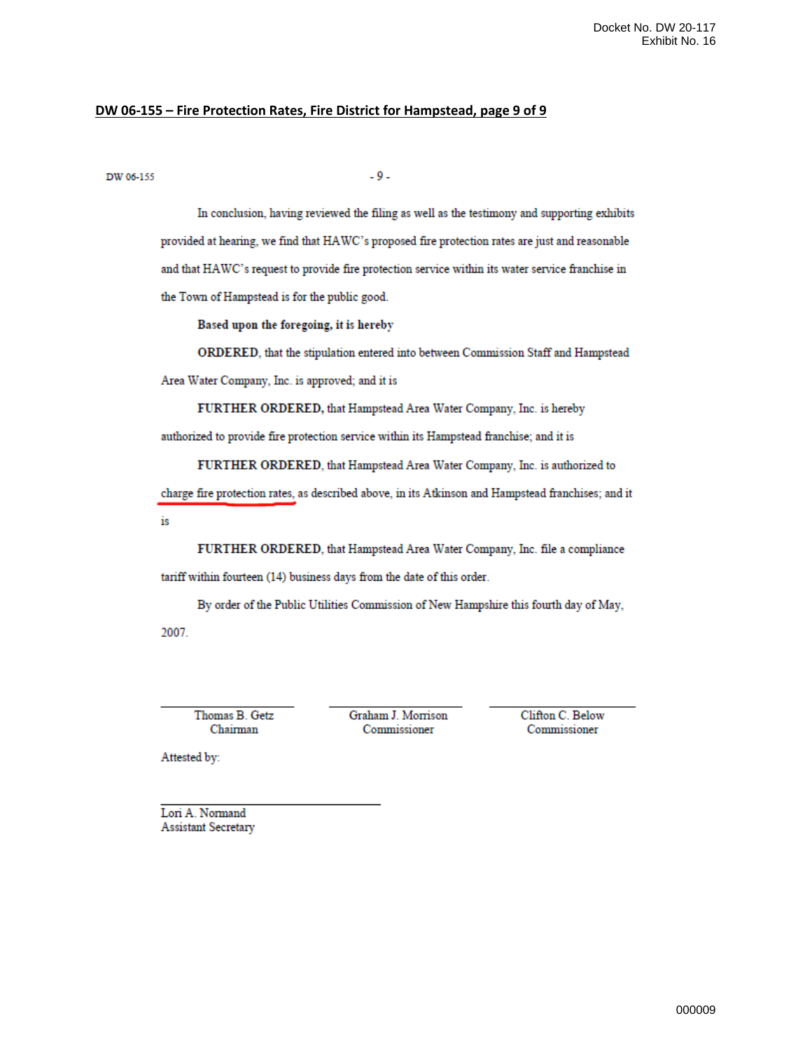**DW 06-155 – Fire Protection Rates, Fire District for Hampstead, page 9 of 9**

In conclusion, having reviewed the filing as well as the testimony and supporting exhibits provided at hearing, we find that HAWC's proposed fire protection rates are just and reasonable and that HAWC's request to provide fire protection service within its water service franchise in the Town of Hampstead is for the public good.

**Based upon the foregoing, it is hereby**

**ORDERED**, that the stipulation entered into between Commission Staff and Hampstead Area Water Company, Inc. is approved; and it is

**FURTHER ORDERED,** that Hampstead Area Water Company, Inc. is hereby authorized to provide fire protection service within its Hampstead franchise; and it is

**FURTHER ORDERED**, that Hampstead Area Water Company, Inc. is authorized to charge fire protection rates, as described above, in its Atkinson and Hampstead franchises; and it is

**FURTHER ORDERED**, that Hampstead Area Water Company, Inc. file a compliance tariff within fourteen (14) business days from the date of this order.

By order of the Public Utilities Commission of New Hampshire this fourth day of May, 2007.

| Thomas B. Getz<br>Chairman | Graham J. Morrison<br>Commissioner | Clifton C. Below<br>Commissioner |
|---|---|---|

Attested by:

Lori A. Normand
Assistant Secretary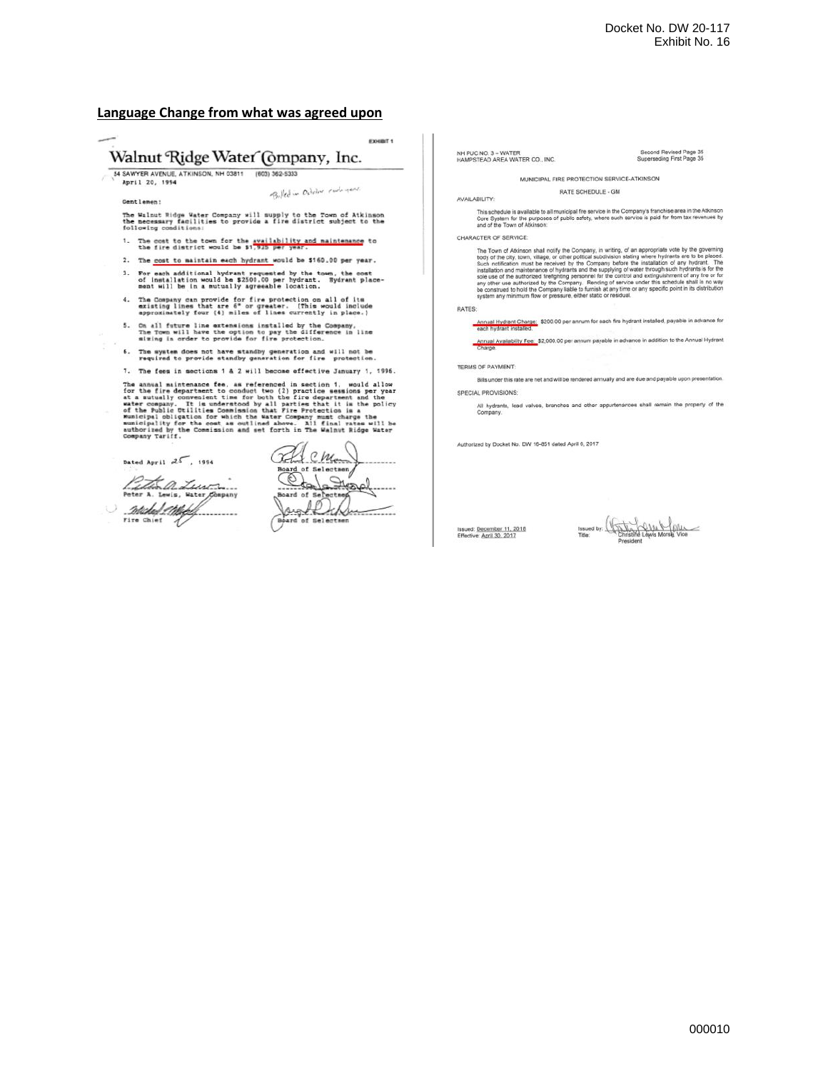Docket No. DW 20-117
Exhibit No. 16

## Language Change from what was agreed upon

EXHIBIT 1

# Walnut Ridge Water Company, Inc.

54 SAWYER AVENUE, ATKINSON, NH 03811 (603) 362-5333

April 20, 1994

Billed in October each year.

Gentlemen:

The Walnut Ridge Water Company will supply to the Town of Atkinson the necessary facilities to provide a fire district subject to the following conditions:

1. The cost to the town for the availability and maintenance to the fire district would be $1,925 per year.
2. The cost to maintain each hydrant would be $160.00 per year.
3. For each additional hydrant requested by the town, the cost of installation would be $2500.00 per hydrant. Hydrant placement will be in a mutually agreeable location.
4. The Company can provide for fire protection on all of its existing lines that are 6" or greater. (This would include approximately four (4) miles of lines currently in place.)
5. On all future line extensions installed by the Company, The Town will have the option to pay the difference in line sizing in order to provide for fire protection.
6. The system does not have standby generation and will not be required to provide standby generation for fire protection.
7. The fees in sections 1 & 2 will become effective January 1, 1996.

The annual maintenance fee, as referenced in section 1, would allow for the fire department to conduct two (2) practice sessions per year at a mutually convenient time for both the fire department and the water company. It is understood by all parties that it is the policy of the Public Utilities Commission that Fire Protection is a municipal obligation for which the Water Company must charge the municipality for the cost as outlined above. All final rates will be authorized by the Commission and set forth in The Walnut Ridge Water Company Tariff.

Dated April 25, 1994

Peter A. Lewis, Water Company

Fire Chief

Board of Selectmen

Board of Selectmen

Board of Selectmen

---

NH PUC NO. 3 – WATER
HAMPSTEAD AREA WATER CO., INC.

Second Revised Page 35
Superseding First Page 35

MUNICIPAL FIRE PROTECTION SERVICE-ATKINSON

RATE SCHEDULE - GM

AVAILABILITY:

This schedule is available to all municipal fire service in the Company's franchise area in the Atkinson Core System for the purposes of public safety, where such service is paid for from tax revenues by and of the Town of Atkinson.

CHARACTER OF SERVICE:

The Town of Atkinson shall notify the Company, in writing, of an appropriate vote by the governing body of the city, town, village, or other political subdivision stating where hydrants are to be placed. Such notification must be received by the Company before the installation of any hydrant. The installation and maintenance of hydrants and the supplying of water through such hydrants is for the sole use of the authorized firefighting personnel for the control and extinguishment of any fire or for any other use authorized by the Company. Rending of service under this schedule shall in no way be construed to hold the Company liable to furnish at any time or any specific point in its distribution system any minimum flow or pressure, either static or residual.

RATES:

Annual Hydrant Charge: $200.00 per annum for each fire hydrant installed, payable in advance for each hydrant installed.

Annual Availability Fee: $2,000.00 per annum payable in advance in addition to the Annual Hydrant Charge.

TERMS OF PAYMENT:

Bills under this rate are net and will be rendered annually and are due and payable upon presentation.

SPECIAL PROVISIONS:

All hydrants, lead valves, branches and other appurtenances shall remain the property of the Company.

Authorized by Docket No. DW 16-851 dated April 9, 2017

Issued: December 11, 2016
Effective: April 30, 2017

Issued by:
Title: Christine Lewis Morse, Vice President